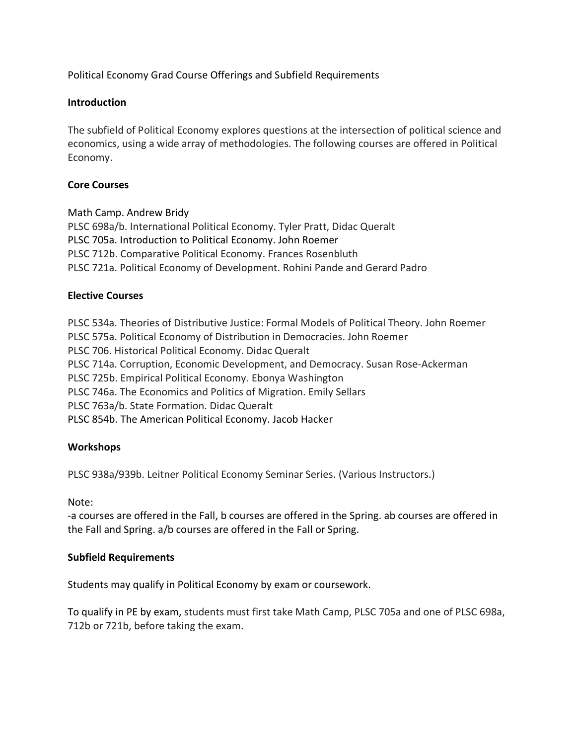Political Economy Grad Course Offerings and Subfield Requirements

## Introduction

The subfield of Political Economy explores questions at the intersection of political science and economics, using a wide array of methodologies. The following courses are offered in Political Economy.

## Core Courses

Math Camp. Andrew Bridy
PLSC 698a/b. International Political Economy. Tyler Pratt, Didac Queralt
PLSC 705a. Introduction to Political Economy. John Roemer
PLSC 712b. Comparative Political Economy. Frances Rosenbluth
PLSC 721a. Political Economy of Development. Rohini Pande and Gerard Padro

## Elective Courses

PLSC 534a. Theories of Distributive Justice: Formal Models of Political Theory. John Roemer
PLSC 575a. Political Economy of Distribution in Democracies. John Roemer
PLSC 706. Historical Political Economy. Didac Queralt
PLSC 714a. Corruption, Economic Development, and Democracy. Susan Rose-Ackerman
PLSC 725b. Empirical Political Economy. Ebonya Washington
PLSC 746a. The Economics and Politics of Migration. Emily Sellars
PLSC 763a/b. State Formation. Didac Queralt
PLSC 854b. The American Political Economy. Jacob Hacker

## Workshops

PLSC 938a/939b. Leitner Political Economy Seminar Series. (Various Instructors.)

Note:
-a courses are offered in the Fall, b courses are offered in the Spring. ab courses are offered in the Fall and Spring. a/b courses are offered in the Fall or Spring.

## Subfield Requirements

Students may qualify in Political Economy by exam or coursework.

To qualify in PE by exam, students must first take Math Camp, PLSC 705a and one of PLSC 698a, 712b or 721b, before taking the exam.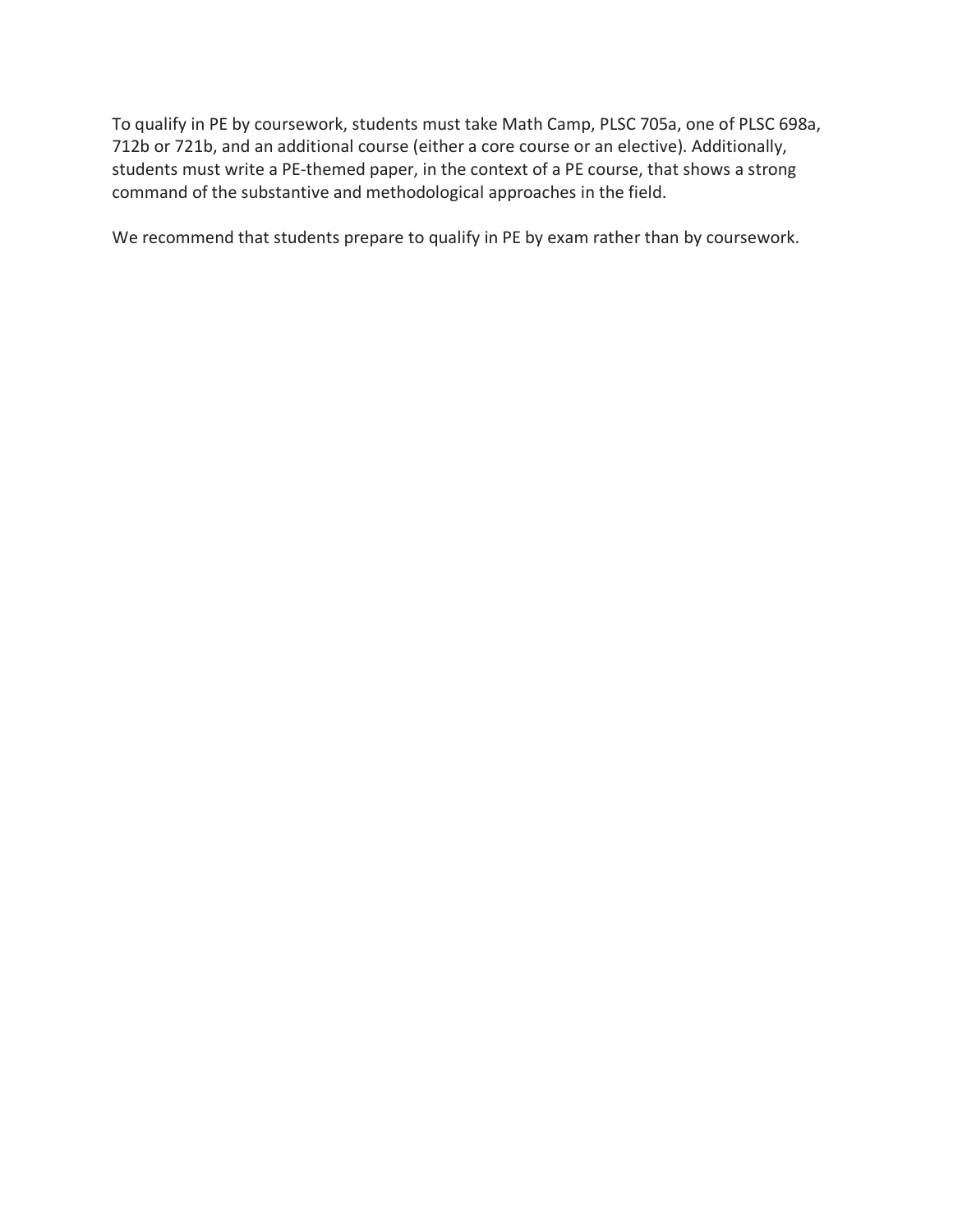To qualify in PE by coursework, students must take Math Camp, PLSC 705a, one of PLSC 698a, 712b or 721b, and an additional course (either a core course or an elective). Additionally, students must write a PE-themed paper, in the context of a PE course, that shows a strong command of the substantive and methodological approaches in the field.

We recommend that students prepare to qualify in PE by exam rather than by coursework.